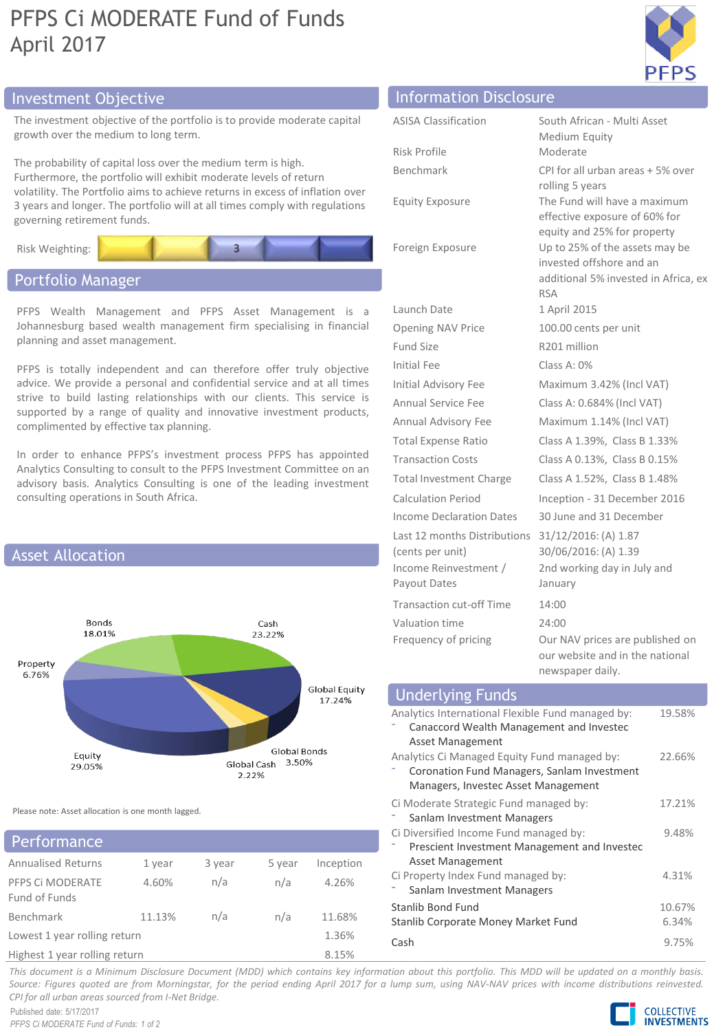# PFPS Ci MODERATE Fund of Funds
April 2017

## Investment Objective

The investment objective of the portfolio is to provide moderate capital growth over the medium to long term.

The probability of capital loss over the medium term is high. Furthermore, the portfolio will exhibit moderate levels of return volatility. The Portfolio aims to achieve returns in excess of inflation over 3 years and longer. The portfolio will at all times comply with regulations governing retirement funds.

Risk Weighting: 3

## Portfolio Manager

PFPS Wealth Management and PFPS Asset Management is a Johannesburg based wealth management firm specialising in financial planning and asset management.

PFPS is totally independent and can therefore offer truly objective advice. We provide a personal and confidential service and at all times strive to build lasting relationships with our clients. This service is supported by a range of quality and innovative investment products, complimented by effective tax planning.

In order to enhance PFPS's investment process PFPS has appointed Analytics Consulting to consult to the PFPS Investment Committee on an advisory basis. Analytics Consulting is one of the leading investment consulting operations in South Africa.

## Asset Allocation

| Asset | % |
|---|---|
| Bonds | 18.01% |
| Cash | 23.22% |
| Property | 6.76% |
| Global Equity | 17.24% |
| Equity | 29.05% |
| Global Bonds | 3.50% |
| Global Cash | 2.22% |

Please note: Asset allocation is one month lagged.

## Performance

| Annualised Returns | 1 year | 3 year | 5 year | Inception |
|---|---|---|---|---|
| PFPS Ci MODERATE Fund of Funds | 4.60% | n/a | n/a | 4.26% |
| Benchmark | 11.13% | n/a | n/a | 11.68% |
| Lowest 1 year rolling return | | | | 1.36% |
| Highest 1 year rolling return | | | | 8.15% |

## Information Disclosure

| | |
|---|---|
| ASISA Classification | South African - Multi Asset Medium Equity |
| Risk Profile | Moderate |
| Benchmark | CPI for all urban areas + 5% over rolling 5 years |
| Equity Exposure | The Fund will have a maximum effective exposure of 60% for equity and 25% for property |
| Foreign Exposure | Up to 25% of the assets may be invested offshore and an additional 5% invested in Africa, ex RSA |
| Launch Date | 1 April 2015 |
| Opening NAV Price | 100.00 cents per unit |
| Fund Size | R201 million |
| Initial Fee | Class A: 0% |
| Initial Advisory Fee | Maximum 3.42% (Incl VAT) |
| Annual Service Fee | Class A: 0.684% (Incl VAT) |
| Annual Advisory Fee | Maximum 1.14% (Incl VAT) |
| Total Expense Ratio | Class A 1.39%, Class B 1.33% |
| Transaction Costs | Class A 0.13%, Class B 0.15% |
| Total Investment Charge | Class A 1.52%, Class B 1.48% |
| Calculation Period | Inception - 31 December 2016 |
| Income Declaration Dates | 30 June and 31 December |
| Last 12 months Distributions (cents per unit) | 31/12/2016: (A) 1.87<br>30/06/2016: (A) 1.39 |
| Income Reinvestment / Payout Dates | 2nd working day in July and January |
| Transaction cut-off Time | 14:00 |
| Valuation time | 24:00 |
| Frequency of pricing | Our NAV prices are published on our website and in the national newspaper daily. |

## Underlying Funds

| Fund | % |
|---|---|
| Analytics International Flexible Fund managed by:<br>- Canaccord Wealth Management and Investec Asset Management | 19.58% |
| Analytics Ci Managed Equity Fund managed by:<br>- Coronation Fund Managers, Sanlam Investment Managers, Investec Asset Management | 22.66% |
| Ci Moderate Strategic Fund managed by:<br>- Sanlam Investment Managers | 17.21% |
| Ci Diversified Income Fund managed by:<br>- Prescient Investment Management and Investec Asset Management | 9.48% |
| Ci Property Index Fund managed by:<br>- Sanlam Investment Managers | 4.31% |
| Stanlib Bond Fund | 10.67% |
| Stanlib Corporate Money Market Fund | 6.34% |
| Cash | 9.75% |

*This document is a Minimum Disclosure Document (MDD) which contains key information about this portfolio. This MDD will be updated on a monthly basis. Source: Figures quoted are from Morningstar, for the period ending April 2017 for a lump sum, using NAV-NAV prices with income distributions reinvested. CPI for all urban areas sourced from I-Net Bridge.*

Published date: 5/17/2017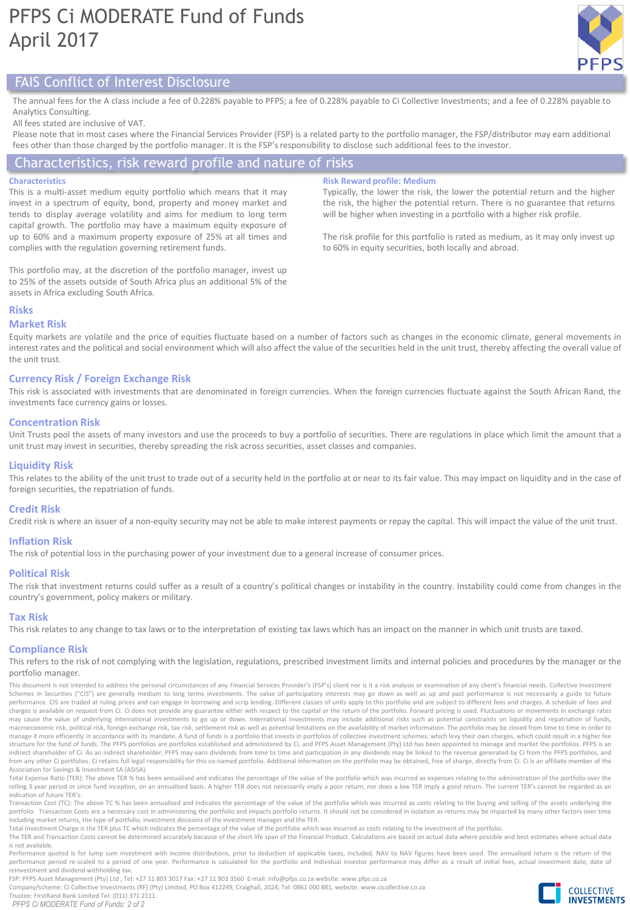# PFPS Ci MODERATE Fund of Funds
April 2017

## FAIS Conflict of Interest Disclosure

The annual fees for the A class include a fee of 0.228% payable to PFPS; a fee of 0.228% payable to Ci Collective Investments; and a fee of 0.228% payable to Analytics Consulting.

All fees stated are inclusive of VAT.

Please note that in most cases where the Financial Services Provider (FSP) is a related party to the portfolio manager, the FSP/distributor may earn additional fees other than those charged by the portfolio manager. It is the FSP's responsibility to disclose such additional fees to the investor.

## Characteristics, risk reward profile and nature of risks

### Characteristics

This is a multi-asset medium equity portfolio which means that it may invest in a spectrum of equity, bond, property and money market and tends to display average volatility and aims for medium to long term capital growth. The portfolio may have a maximum equity exposure of up to 60% and a maximum property exposure of 25% at all times and complies with the regulation governing retirement funds.

This portfolio may, at the discretion of the portfolio manager, invest up to 25% of the assets outside of South Africa plus an additional 5% of the assets in Africa excluding South Africa.

### Risk Reward profile: Medium

Typically, the lower the risk, the lower the potential return and the higher the risk, the higher the potential return. There is no guarantee that returns will be higher when investing in a portfolio with a higher risk profile.

The risk profile for this portfolio is rated as medium, as it may only invest up to 60% in equity securities, both locally and abroad.

### Risks

### Market Risk

Equity markets are volatile and the price of equities fluctuate based on a number of factors such as changes in the economic climate, general movements in interest rates and the political and social environment which will also affect the value of the securities held in the unit trust, thereby affecting the overall value of the unit trust.

### Currency Risk / Foreign Exchange Risk

This risk is associated with investments that are denominated in foreign currencies. When the foreign currencies fluctuate against the South African Rand, the investments face currency gains or losses.

### Concentration Risk

Unit Trusts pool the assets of many investors and use the proceeds to buy a portfolio of securities. There are regulations in place which limit the amount that a unit trust may invest in securities, thereby spreading the risk across securities, asset classes and companies.

### Liquidity Risk

This relates to the ability of the unit trust to trade out of a security held in the portfolio at or near to its fair value. This may impact on liquidity and in the case of foreign securities, the repatriation of funds.

### Credit Risk

Credit risk is where an issuer of a non-equity security may not be able to make interest payments or repay the capital. This will impact the value of the unit trust.

### Inflation Risk

The risk of potential loss in the purchasing power of your investment due to a general increase of consumer prices.

### Political Risk

The risk that investment returns could suffer as a result of a country's political changes or instability in the country. Instability could come from changes in the country's government, policy makers or military.

### Tax Risk

This risk relates to any change to tax laws or to the interpretation of existing tax laws which has an impact on the manner in which unit trusts are taxed.

### Compliance Risk

This refers to the risk of not complying with the legislation, regulations, prescribed investment limits and internal policies and procedures by the manager or the portfolio manager.

This document is not intended to address the personal circumstances of any Financial Services Provider's (FSP's) client nor is it a risk analysis or examination of any client's financial needs. Collective Investment Schemes in Securities ("CIS") are generally medium to long terms investments. The value of participatory interests may go down as well as up and past performance is not necessarily a guide to future performance. CIS are traded at ruling prices and can engage in borrowing and scrip lending. Different classes of units apply to this portfolio and are subject to different fees and charges. A schedule of fees and charges is available on request from Ci. Ci does not provide any guarantee either with respect to the capital or the return of the portfolio. Forward pricing is used. Fluctuations or movements in exchange rates may cause the value of underlying international investments to go up or down. International Investments may include additional risks such as potential constraints on liquidity and repatriation of funds, macroeconomic risk, political risk, foreign exchange risk, tax risk, settlement risk as well as potential limitations on the availability of market information. The portfolio may be closed from time to time in order to manage it more efficiently in accordance with its mandate. A fund of funds is a portfolio that invests in portfolios of collective investment schemes, which levy their own charges, which could result in a higher fee structure for the fund of funds. The PFPS portfolios are portfolios established and administered by Ci, and PFPS Asset Management (Pty) Ltd has been appointed to manage and market the portfolios. PFPS is an indirect shareholder of Ci. As an indirect shareholder, PFPS may earn dividends from time to time and participation in any dividends may be linked to the revenue generated by Ci from the PFPS portfolios, and from any other Ci portfolios. Ci retains full legal responsibility for this co-named portfolio. Additional information on the portfolio may be obtained, free of charge, directly from Ci. Ci is an affiliate member of the Association for Savings & Investment SA (ASISA).

Total Expense Ratio (TER): The above TER % has been annualised and indicates the percentage of the value of the portfolio which was incurred as expenses relating to the administration of the portfolio over the rolling 3 year period or since fund inception, on an annualised basis. A higher TER does not necessarily imply a poor return, nor does a low TER imply a good return. The current TER's cannot be regarded as an indication of future TER's.

Transaction Cost (TC): The above TC % has been annualised and indicates the percentage of the value of the portfolio which was incurred as costs relating to the buying and selling of the assets underlying the portfolio. Transaction Costs are a necessary cost in administering the portfolio and impacts portfolio returns. It should not be considered in isolation as returns may be impacted by many other factors over time including market returns, the type of portfolio, investment decisions of the investment manager and the TER.

Total Investment Charge is the TER plus TC which indicates the percentage of the value of the portfolio which was incurred as costs relating to the investment of the portfolio.

The TER and Transaction Costs cannot be determined accurately because of the short life span of the Financial Product. Calculations are based on actual data where possible and best estimates where actual data is not available.

Performance quoted is for lump sum investment with income distributions, prior to deduction of applicable taxes, included. NAV to NAV figures have been used. The annualised return is the return of the performance period re-scaled to a period of one year. Performance is calculated for the portfolio and individual investor performance may differ as a result of initial fees, actual investment date, date of reinvestment and dividend withholding tax.

FSP: PFPS Asset Management (Pty) Ltd , Tel: +27 11 803 3017 Fax: +27 11 803 3560 E-mail: info@pfps.co.za website: www.pfps.co.za

Company/scheme: Ci Collective Investments (RF) (Pty) Limited, PO Box 412249, Craighall, 2024; Tel: 0861 000 881, website: www.cicollective.co.za

Trustee: FirstRand Bank Limited Tel: (011) 371 2111.